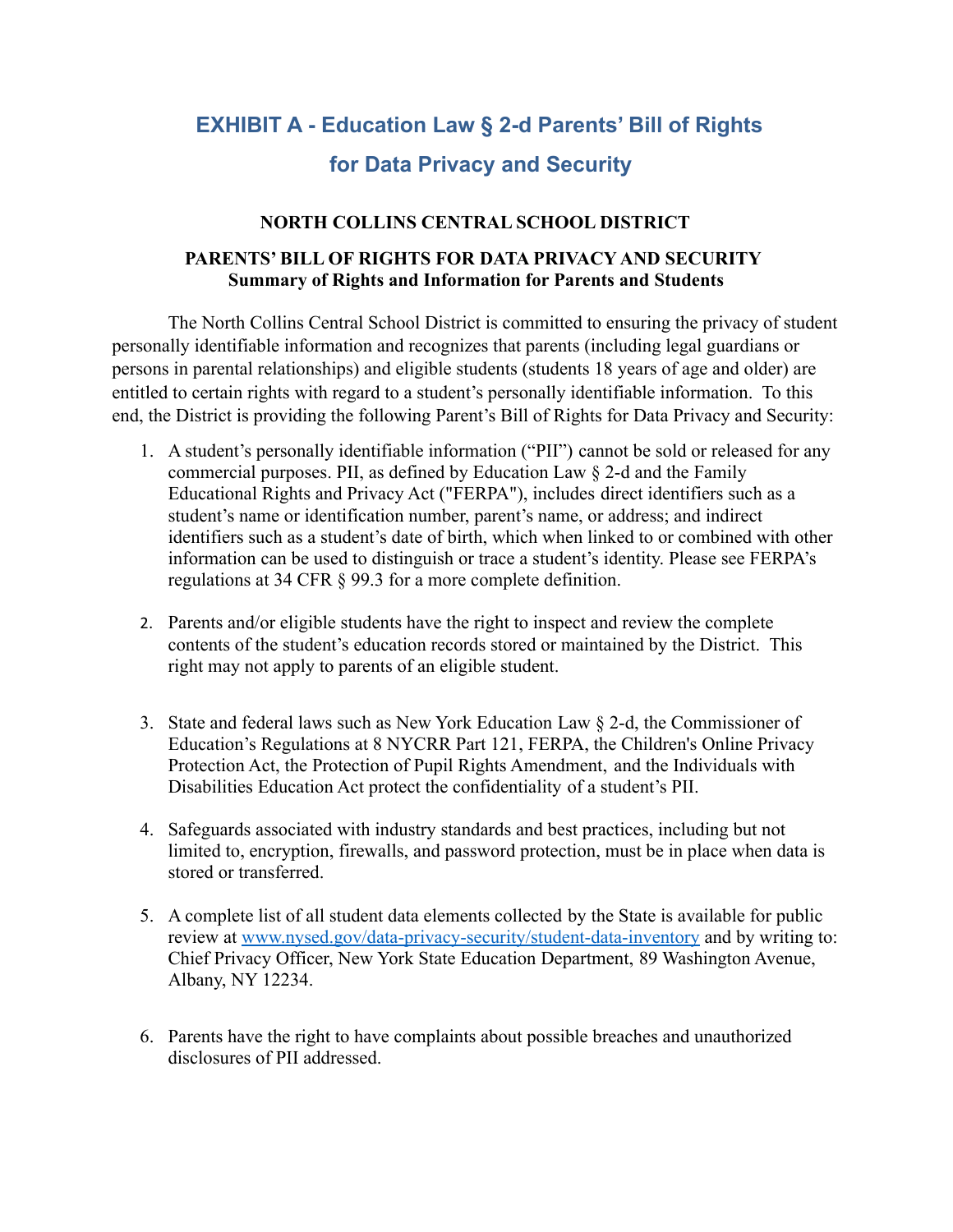# EXHIBIT A - Education Law § 2-d Parents' Bill of Rights for Data Privacy and Security

**NORTH COLLINS CENTRAL SCHOOL DISTRICT**

**PARENTS' BILL OF RIGHTS FOR DATA PRIVACY AND SECURITY**
**Summary of Rights and Information for Parents and Students**

The North Collins Central School District is committed to ensuring the privacy of student personally identifiable information and recognizes that parents (including legal guardians or persons in parental relationships) and eligible students (students 18 years of age and older) are entitled to certain rights with regard to a student's personally identifiable information. To this end, the District is providing the following Parent's Bill of Rights for Data Privacy and Security:

1. A student's personally identifiable information ("PII") cannot be sold or released for any commercial purposes. PII, as defined by Education Law § 2-d and the Family Educational Rights and Privacy Act ("FERPA"), includes direct identifiers such as a student's name or identification number, parent's name, or address; and indirect identifiers such as a student's date of birth, which when linked to or combined with other information can be used to distinguish or trace a student's identity. Please see FERPA's regulations at 34 CFR § 99.3 for a more complete definition.

2. Parents and/or eligible students have the right to inspect and review the complete contents of the student's education records stored or maintained by the District. This right may not apply to parents of an eligible student.

3. State and federal laws such as New York Education Law § 2-d, the Commissioner of Education's Regulations at 8 NYCRR Part 121, FERPA, the Children's Online Privacy Protection Act, the Protection of Pupil Rights Amendment, and the Individuals with Disabilities Education Act protect the confidentiality of a student's PII.

4. Safeguards associated with industry standards and best practices, including but not limited to, encryption, firewalls, and password protection, must be in place when data is stored or transferred.

5. A complete list of all student data elements collected by the State is available for public review at [www.nysed.gov/data-privacy-security/student-data-inventory](http://www.nysed.gov/data-privacy-security/student-data-inventory) and by writing to: Chief Privacy Officer, New York State Education Department, 89 Washington Avenue, Albany, NY 12234.

6. Parents have the right to have complaints about possible breaches and unauthorized disclosures of PII addressed.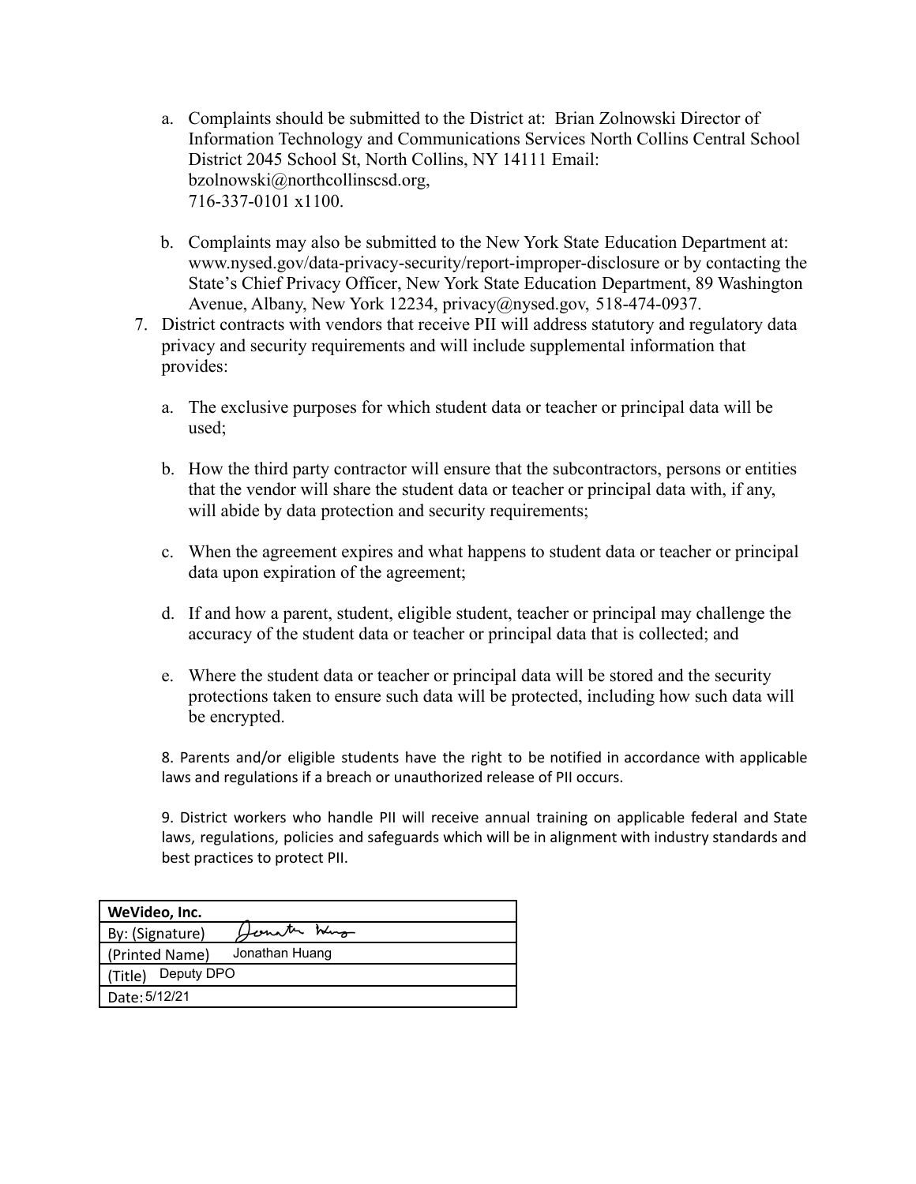a. Complaints should be submitted to the District at: Brian Zolnowski Director of Information Technology and Communications Services North Collins Central School District 2045 School St, North Collins, NY 14111 Email: bzolnowski@northcollinscsd.org, 716-337-0101 x1100.

   b. Complaints may also be submitted to the New York State Education Department at: www.nysed.gov/data-privacy-security/report-improper-disclosure or by contacting the State's Chief Privacy Officer, New York State Education Department, 89 Washington Avenue, Albany, New York 12234, privacy@nysed.gov, 518-474-0937.

7. District contracts with vendors that receive PII will address statutory and regulatory data privacy and security requirements and will include supplemental information that provides:

   a. The exclusive purposes for which student data or teacher or principal data will be used;

   b. How the third party contractor will ensure that the subcontractors, persons or entities that the vendor will share the student data or teacher or principal data with, if any, will abide by data protection and security requirements;

   c. When the agreement expires and what happens to student data or teacher or principal data upon expiration of the agreement;

   d. If and how a parent, student, eligible student, teacher or principal may challenge the accuracy of the student data or teacher or principal data that is collected; and

   e. Where the student data or teacher or principal data will be stored and the security protections taken to ensure such data will be protected, including how such data will be encrypted.

8. Parents and/or eligible students have the right to be notified in accordance with applicable laws and regulations if a breach or unauthorized release of PII occurs.

9. District workers who handle PII will receive annual training on applicable federal and State laws, regulations, policies and safeguards which will be in alignment with industry standards and best practices to protect PII.

| **WeVideo, Inc.** |
| --- |
| By: (Signature) Jonathan Huang |
| (Printed Name) Jonathan Huang |
| (Title) Deputy DPO |
| Date: 5/12/21 |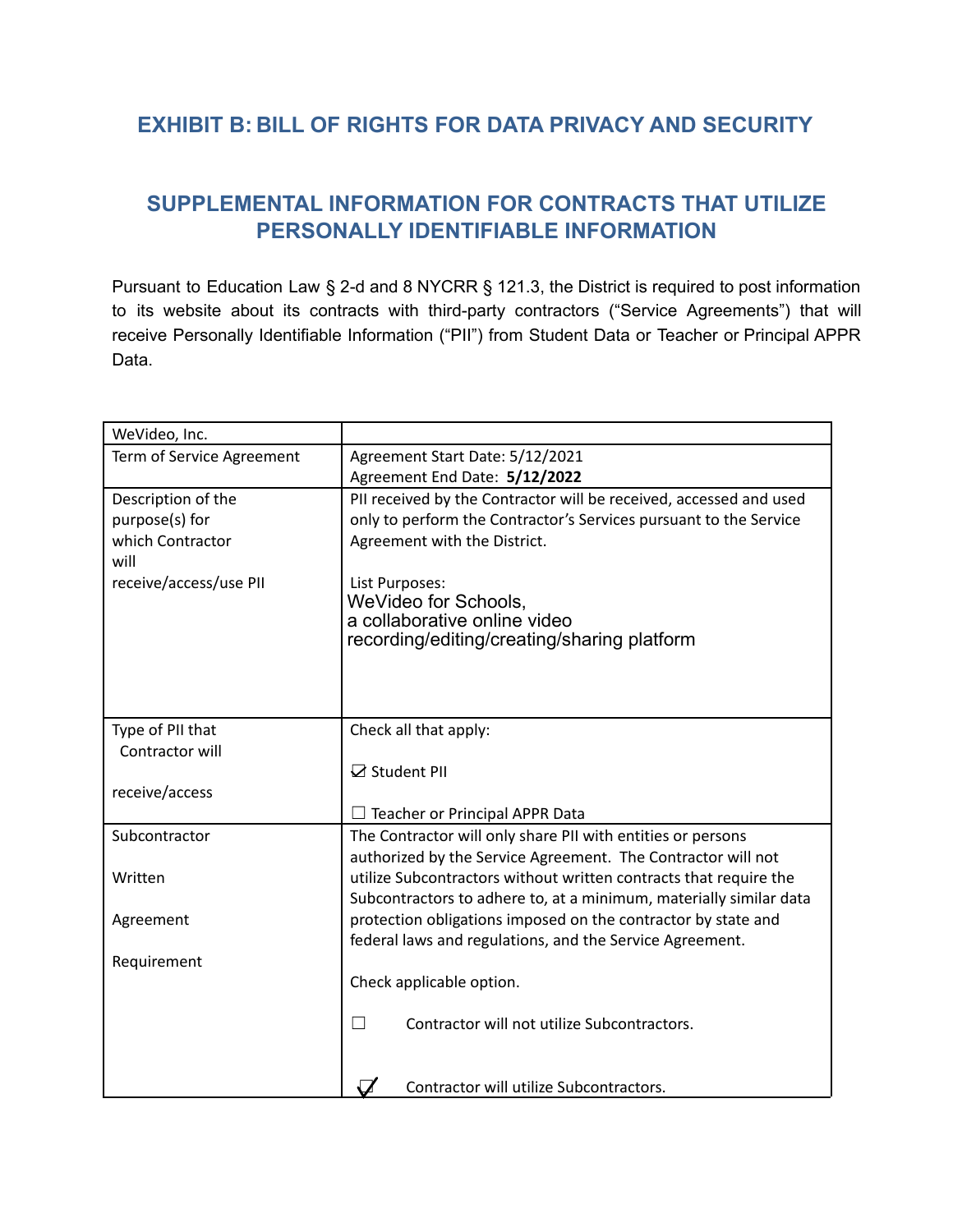## EXHIBIT B: BILL OF RIGHTS FOR DATA PRIVACY AND SECURITY

## SUPPLEMENTAL INFORMATION FOR CONTRACTS THAT UTILIZE PERSONALLY IDENTIFIABLE INFORMATION

Pursuant to Education Law § 2-d and 8 NYCRR § 121.3, the District is required to post information to its website about its contracts with third-party contractors ("Service Agreements") that will receive Personally Identifiable Information ("PII") from Student Data or Teacher or Principal APPR Data.

| WeVideo, Inc. | |
|---|---|
| Term of Service Agreement | Agreement Start Date: 5/12/2021<br>Agreement End Date: **5/12/2022** |
| Description of the purpose(s) for which Contractor will receive/access/use PII | PII received by the Contractor will be received, accessed and used only to perform the Contractor's Services pursuant to the Service Agreement with the District.<br><br>List Purposes:<br>WeVideo for Schools,<br>a collaborative online video recording/editing/creating/sharing platform |
| Type of PII that Contractor will receive/access | Check all that apply:<br><br>☑ Student PII<br><br>☐ Teacher or Principal APPR Data |
| Subcontractor Written Agreement Requirement | The Contractor will only share PII with entities or persons authorized by the Service Agreement. The Contractor will not utilize Subcontractors without written contracts that require the Subcontractors to adhere to, at a minimum, materially similar data protection obligations imposed on the contractor by state and federal laws and regulations, and the Service Agreement.<br><br>Check applicable option.<br><br>☐ Contractor will not utilize Subcontractors.<br><br>☑ Contractor will utilize Subcontractors. |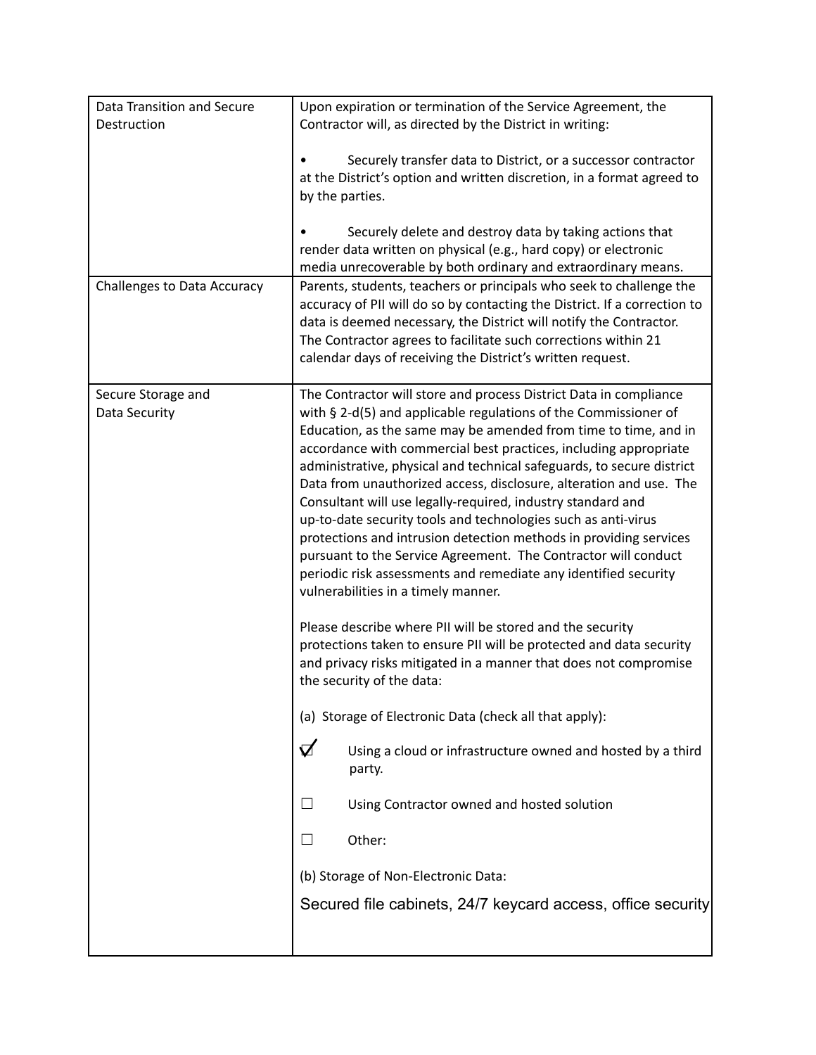| | |
|---|---|
| Data Transition and Secure Destruction | Upon expiration or termination of the Service Agreement, the Contractor will, as directed by the District in writing:<br><br>• Securely transfer data to District, or a successor contractor at the District's option and written discretion, in a format agreed to by the parties.<br><br>• Securely delete and destroy data by taking actions that render data written on physical (e.g., hard copy) or electronic media unrecoverable by both ordinary and extraordinary means. |
| Challenges to Data Accuracy | Parents, students, teachers or principals who seek to challenge the accuracy of PII will do so by contacting the District. If a correction to data is deemed necessary, the District will notify the Contractor. The Contractor agrees to facilitate such corrections within 21 calendar days of receiving the District's written request. |
| Secure Storage and Data Security | The Contractor will store and process District Data in compliance with § 2-d(5) and applicable regulations of the Commissioner of Education, as the same may be amended from time to time, and in accordance with commercial best practices, including appropriate administrative, physical and technical safeguards, to secure district Data from unauthorized access, disclosure, alteration and use. The Consultant will use legally-required, industry standard and up-to-date security tools and technologies such as anti-virus protections and intrusion detection methods in providing services pursuant to the Service Agreement. The Contractor will conduct periodic risk assessments and remediate any identified security vulnerabilities in a timely manner.<br><br>Please describe where PII will be stored and the security protections taken to ensure PII will be protected and data security and privacy risks mitigated in a manner that does not compromise the security of the data:<br><br>(a) Storage of Electronic Data (check all that apply):<br><br>☑ Using a cloud or infrastructure owned and hosted by a third party.<br><br>☐ Using Contractor owned and hosted solution<br><br>☐ Other:<br><br>(b) Storage of Non-Electronic Data:<br><br>Secured file cabinets, 24/7 keycard access, office security |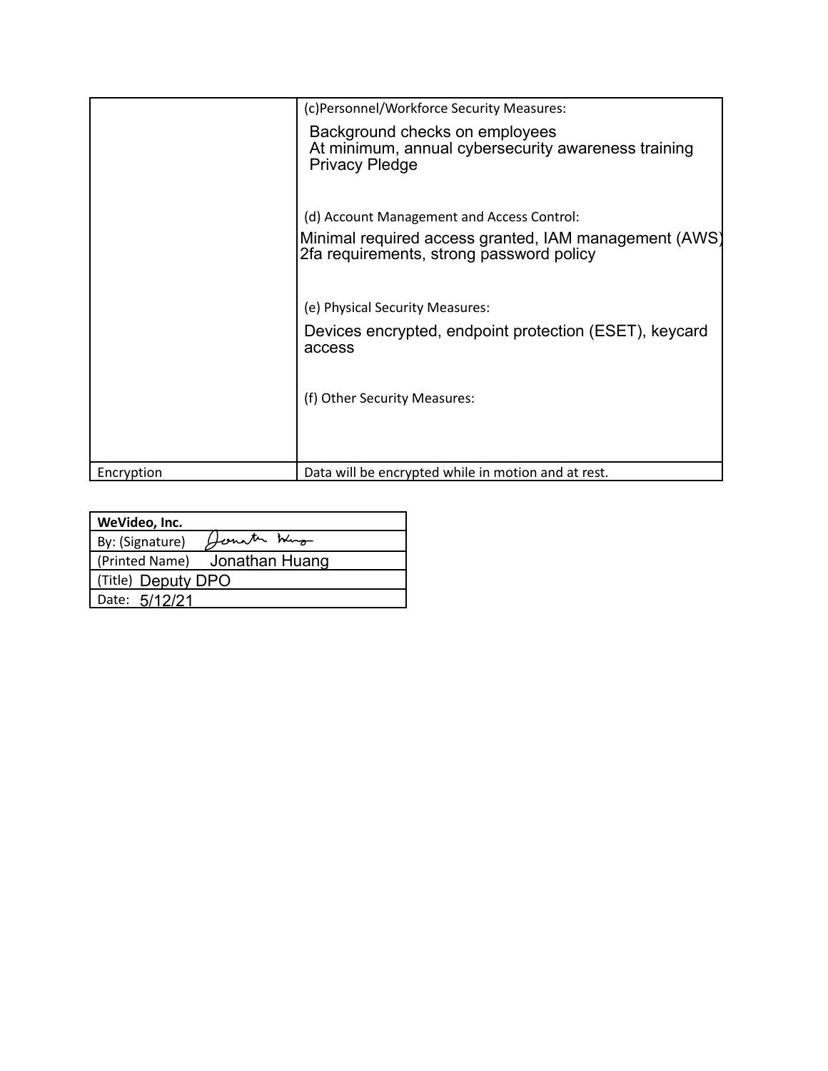| | |
|---|---|
| | (c)Personnel/Workforce Security Measures:<br><br>Background checks on employees<br>At minimum, annual cybersecurity awareness training<br>Privacy Pledge<br><br>(d) Account Management and Access Control:<br><br>Minimal required access granted, IAM management (AWS)<br>2fa requirements, strong password policy<br><br>(e) Physical Security Measures:<br><br>Devices encrypted, endpoint protection (ESET), keycard access<br><br>(f) Other Security Measures: |
| Encryption | Data will be encrypted while in motion and at rest. |

| **WeVideo, Inc.** |
|---|
| By: (Signature) Jonathan Huang |
| (Printed Name) Jonathan Huang |
| (Title) Deputy DPO |
| Date: 5/12/21 |